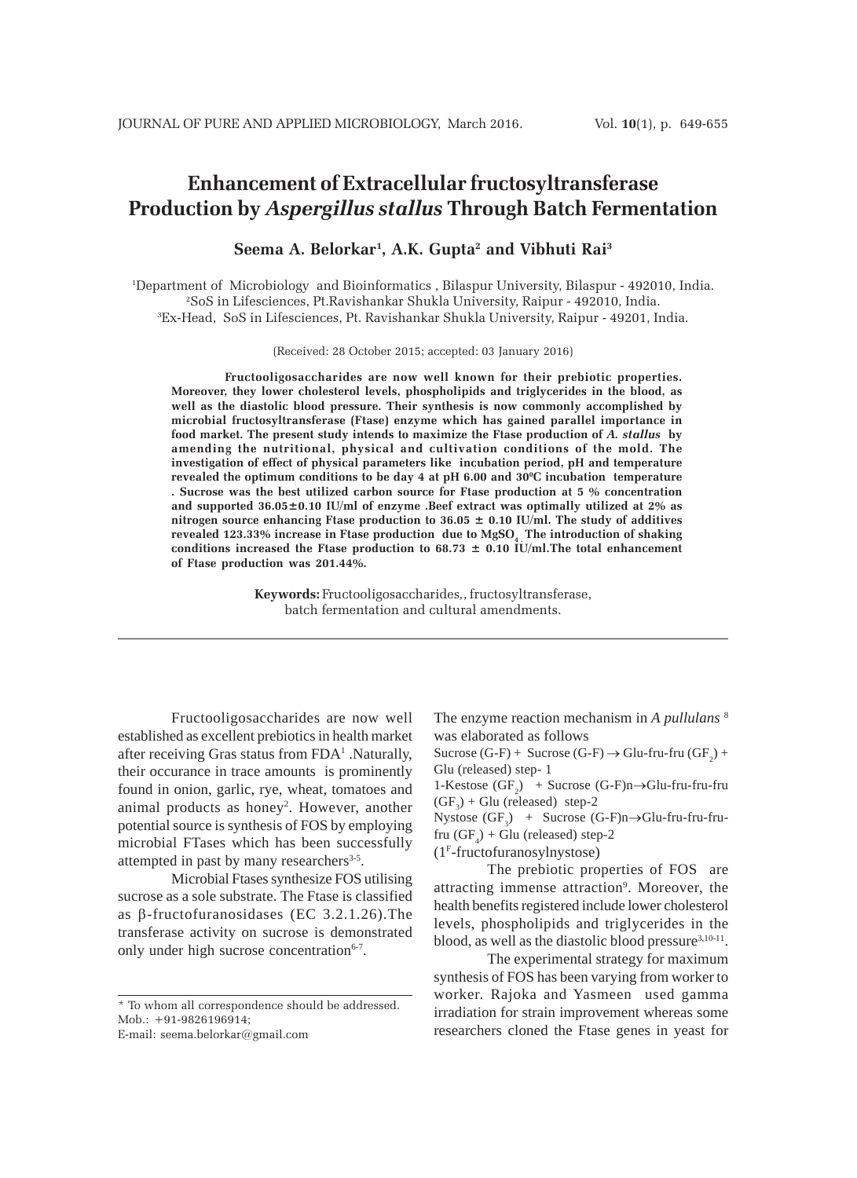# Enhancement of Extracellular fructosyltransferase Production by *Aspergillus stallus* Through Batch Fermentation

**Seema A. Belorkar[1], A.K. Gupta[2] and Vibhuti Rai[3]**

[1]Department of Microbiology and Bioinformatics , Bilaspur University, Bilaspur - 492010, India.
[2]SoS in Lifesciences, Pt.Ravishankar Shukla University, Raipur - 492010, India.
[3]Ex-Head, SoS in Lifesciences, Pt. Ravishankar Shukla University, Raipur - 49201, India.

(Received: 28 October 2015; accepted: 03 January 2016)

**Fructooligosaccharides are now well known for their prebiotic properties. Moreover, they lower cholesterol levels, phospholipids and triglycerides in the blood, as well as the diastolic blood pressure. Their synthesis is now commonly accomplished by microbial fructosyltransferase (Ftase) enzyme which has gained parallel importance in food market. The present study intends to maximize the Ftase production of *A. stallus* by amending the nutritional, physical and cultivation conditions of the mold. The investigation of effect of physical parameters like incubation period, pH and temperature revealed the optimum conditions to be day 4 at pH 6.00 and 30$^0$C incubation temperature . Sucrose was the best utilized carbon source for Ftase production at 5 % concentration and supported 36.05±0.10 IU/ml of enzyme .Beef extract was optimally utilized at 2% as nitrogen source enhancing Ftase production to 36.05 ± 0.10 IU/ml. The study of additives revealed 123.33% increase in Ftase production due to $MgSO_4$. The introduction of shaking conditions increased the Ftase production to 68.73 ± 0.10 IU/ml.The total enhancement of Ftase production was 201.44%.**

**Keywords:** Fructooligosaccharides,, fructosyltransferase, batch fermentation and cultural amendments.

---

Fructooligosaccharides are now well established as excellent prebiotics in health market after receiving Gras status from FDA[1] .Naturally, their occurance in trace amounts is prominently found in onion, garlic, rye, wheat, tomatoes and animal products as honey[2]. However, another potential source is synthesis of FOS by employing microbial FTases which has been successfully attempted in past by many researchers[3-5].

Microbial Ftases synthesize FOS utilising sucrose as a sole substrate. The Ftase is classified as β-fructofuranosidases (EC 3.2.1.26).The transferase activity on sucrose is demonstrated only under high sucrose concentration[6-7].

The enzyme reaction mechanism in *A pullulans* [8] was elaborated as follows

Sucrose (G-F) + Sucrose (G-F) → Glu-fru-fru ($GF_2$) + Glu (released) step- 1

1-Kestose ($GF_2$) + Sucrose (G-F)n→Glu-fru-fru-fru ($GF_3$) + Glu (released) step-2

Nystose ($GF_3$) + Sucrose (G-F)n→Glu-fru-fru-fru-fru ($GF_4$) + Glu (released) step-2

($1^F$-fructofuranosylnystose)

The prebiotic properties of FOS are attracting immense attraction[9]. Moreover, the health benefits registered include lower cholesterol levels, phospholipids and triglycerides in the blood, as well as the diastolic blood pressure[3,10-11].

The experimental strategy for maximum synthesis of FOS has been varying from worker to worker. Rajoka and Yasmeen used gamma irradiation for strain improvement whereas some researchers cloned the Ftase genes in yeast for

---

* To whom all correspondence should be addressed.
Mob.: +91-9826196914;
E-mail: seema.belorkar@gmail.com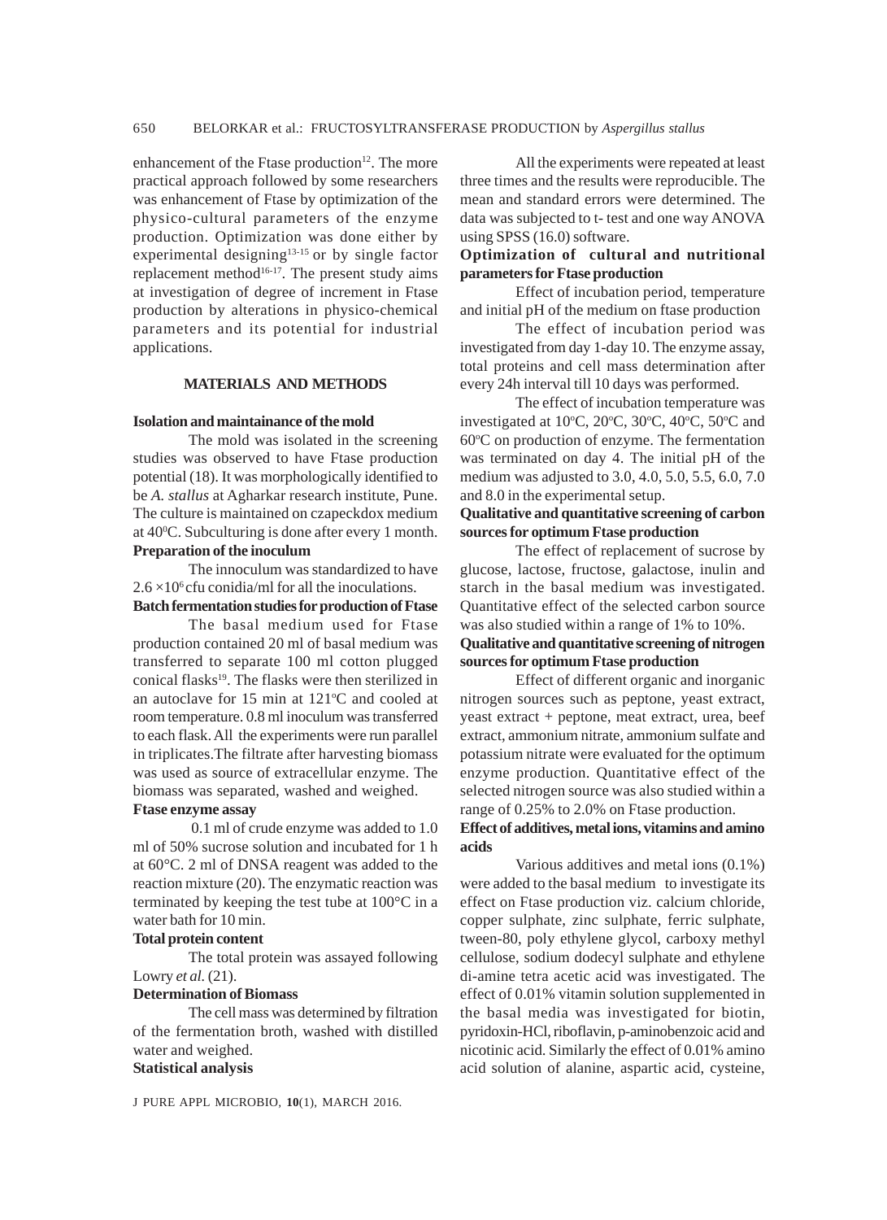enhancement of the Ftase production[12]. The more practical approach followed by some researchers was enhancement of Ftase by optimization of the physico-cultural parameters of the enzyme production. Optimization was done either by experimental designing[13-15] or by single factor replacement method[16-17]. The present study aims at investigation of degree of increment in Ftase production by alterations in physico-chemical parameters and its potential for industrial applications.

## MATERIALS AND METHODS

### Isolation and maintainance of the mold

The mold was isolated in the screening studies was observed to have Ftase production potential (18). It was morphologically identified to be *A. stallus* at Agharkar research institute, Pune. The culture is maintained on czapeckdox medium at $40^0$C. Subculturing is done after every 1 month.

### Preparation of the inoculum

The innoculum was standardized to have $2.6 \times 10^6$ cfu conidia/ml for all the inoculations.

### Batch fermentation studies for production of Ftase

The basal medium used for Ftase production contained 20 ml of basal medium was transferred to separate 100 ml cotton plugged conical flasks[19]. The flasks were then sterilized in an autoclave for 15 min at 121°C and cooled at room temperature. 0.8 ml inoculum was transferred to each flask. All the experiments were run parallel in triplicates.The filtrate after harvesting biomass was used as source of extracellular enzyme. The biomass was separated, washed and weighed.

### Ftase enzyme assay

0.1 ml of crude enzyme was added to 1.0 ml of 50% sucrose solution and incubated for 1 h at 60°C. 2 ml of DNSA reagent was added to the reaction mixture (20). The enzymatic reaction was terminated by keeping the test tube at 100°C in a water bath for 10 min.

### Total protein content

The total protein was assayed following Lowry *et al.* (21).

### Determination of Biomass

The cell mass was determined by filtration of the fermentation broth, washed with distilled water and weighed.

### Statistical analysis

All the experiments were repeated at least three times and the results were reproducible. The mean and standard errors were determined. The data was subjected to t- test and one way ANOVA using SPSS (16.0) software.

### Optimization of cultural and nutritional parameters for Ftase production

Effect of incubation period, temperature and initial pH of the medium on ftase production

The effect of incubation period was investigated from day 1-day 10. The enzyme assay, total proteins and cell mass determination after every 24h interval till 10 days was performed.

The effect of incubation temperature was investigated at 10°C, 20°C, 30°C, 40°C, 50°C and 60°C on production of enzyme. The fermentation was terminated on day 4. The initial pH of the medium was adjusted to 3.0, 4.0, 5.0, 5.5, 6.0, 7.0 and 8.0 in the experimental setup.

### Qualitative and quantitative screening of carbon sources for optimum Ftase production

The effect of replacement of sucrose by glucose, lactose, fructose, galactose, inulin and starch in the basal medium was investigated. Quantitative effect of the selected carbon source was also studied within a range of 1% to 10%.

### Qualitative and quantitative screening of nitrogen sources for optimum Ftase production

Effect of different organic and inorganic nitrogen sources such as peptone, yeast extract, yeast extract + peptone, meat extract, urea, beef extract, ammonium nitrate, ammonium sulfate and potassium nitrate were evaluated for the optimum enzyme production. Quantitative effect of the selected nitrogen source was also studied within a range of 0.25% to 2.0% on Ftase production.

### Effect of additives, metal ions, vitamins and amino acids

Various additives and metal ions (0.1%) were added to the basal medium to investigate its effect on Ftase production viz. calcium chloride, copper sulphate, zinc sulphate, ferric sulphate, tween-80, poly ethylene glycol, carboxy methyl cellulose, sodium dodecyl sulphate and ethylene di-amine tetra acetic acid was investigated. The effect of 0.01% vitamin solution supplemented in the basal media was investigated for biotin, pyridoxin-HCl, riboflavin, p-aminobenzoic acid and nicotinic acid. Similarly the effect of 0.01% amino acid solution of alanine, aspartic acid, cysteine,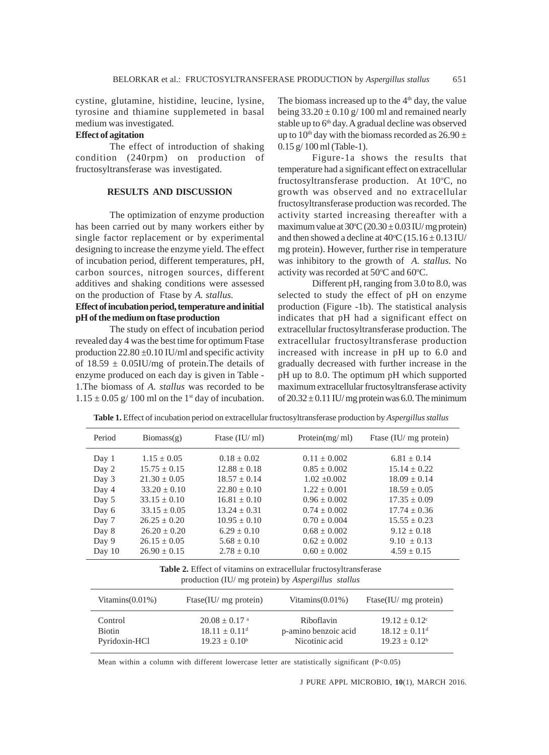cystine, glutamine, histidine, leucine, lysine, tyrosine and thiamine supplemeted in basal medium was investigated.

**Effect of agitation**

The effect of introduction of shaking condition (240rpm) on production of fructosyltransferase was investigated.

## RESULTS AND DISCUSSION

The optimization of enzyme production has been carried out by many workers either by single factor replacement or by experimental designing to increase the enzyme yield. The effect of incubation period, different temperatures, pH, carbon sources, nitrogen sources, different additives and shaking conditions were assessed on the production of Ftase by *A. stallus.*

**Effect of incubation period, temperature and initial pH of the medium on ftase production**

The study on effect of incubation period revealed day 4 was the best time for optimum Ftase production 22.80 ±0.10 IU/ml and specific activity of 18.59 ± 0.05IU/mg of protein.The details of enzyme produced on each day is given in Table - 1.The biomass of *A. stallus* was recorded to be 1.15 ± 0.05 g/ 100 ml on the 1st day of incubation. The biomass increased up to the 4th day, the value being 33.20 ± 0.10 g/ 100 ml and remained nearly stable up to 6th day. A gradual decline was observed up to 10th day with the biomass recorded as 26.90 ± 0.15 g/ 100 ml (Table-1).

Figure-1a shows the results that temperature had a significant effect on extracellular fructosyltransferase production. At 10°C, no growth was observed and no extracellular fructosyltransferase production was recorded. The activity started increasing thereafter with a maximum value at 30°C (20.30 ± 0.03 IU/ mg protein) and then showed a decline at 40°C (15.16 ± 0.13 IU/ mg protein). However, further rise in temperature was inhibitory to the growth of *A. stallus.* No activity was recorded at 50°C and 60°C.

Different pH, ranging from 3.0 to 8.0, was selected to study the effect of pH on enzyme production (Figure -1b). The statistical analysis indicates that pH had a significant effect on extracellular fructosyltransferase production. The extracellular fructosyltransferase production increased with increase in pH up to 6.0 and gradually decreased with further increase in the pH up to 8.0. The optimum pH which supported maximum extracellular fructosyltransferase activity of 20.32 ± 0.11 IU/ mg protein was 6.0. The minimum

**Table 1.** Effect of incubation period on extracellular fructosyltransferase production by *Aspergillus stallus*

| Period | Biomass(g) | Ftase (IU/ ml) | Protein(mg/ ml) | Ftase (IU/ mg protein) |
|---|---|---|---|---|
| Day 1 | 1.15 ± 0.05 | 0.18 ± 0.02 | 0.11 ± 0.002 | 6.81 ± 0.14 |
| Day 2 | 15.75 ± 0.15 | 12.88 ± 0.18 | 0.85 ± 0.002 | 15.14 ± 0.22 |
| Day 3 | 21.30 ± 0.05 | 18.57 ± 0.14 | 1.02 ±0.002 | 18.09 ± 0.14 |
| Day 4 | 33.20 ± 0.10 | 22.80 ± 0.10 | 1.22 ± 0.001 | 18.59 ± 0.05 |
| Day 5 | 33.15 ± 0.10 | 16.81 ± 0.10 | 0.96 ± 0.002 | 17.35 ± 0.09 |
| Day 6 | 33.15 ± 0.05 | 13.24 ± 0.31 | 0.74 ± 0.002 | 17.74 ± 0.36 |
| Day 7 | 26.25 ± 0.20 | 10.95 ± 0.10 | 0.70 ± 0.004 | 15.55 ± 0.23 |
| Day 8 | 26.20 ± 0.20 | 6.29 ± 0.10 | 0.68 ± 0.002 | 9.12 ± 0.18 |
| Day 9 | 26.15 ± 0.05 | 5.68 ± 0.10 | 0.62 ± 0.002 | 9.10 ± 0.13 |
| Day 10 | 26.90 ± 0.15 | 2.78 ± 0.10 | 0.60 ± 0.002 | 4.59 ± 0.15 |

**Table 2.** Effect of vitamins on extracellular fructosyltransferase production (IU/ mg protein) by *Aspergillus stallus*

| Vitamins(0.01%) | Ftase(IU/ mg protein) | Vitamins(0.01%) | Ftase(IU/ mg protein) |
|---|---|---|---|
| Control | 20.08 ± 0.17 [a] | Riboflavin | 19.12 ± 0.12[c] |
| Biotin | 18.11 ± 0.11[d] | p-amino benzoic acid | 18.12 ± 0.11[d] |
| Pyridoxin-HCl | 19.23 ± 0.10[b] | Nicotinic acid | 19.23 ± 0.12[b] |

Mean within a column with different lowercase letter are statistically significant ($P<0.05$)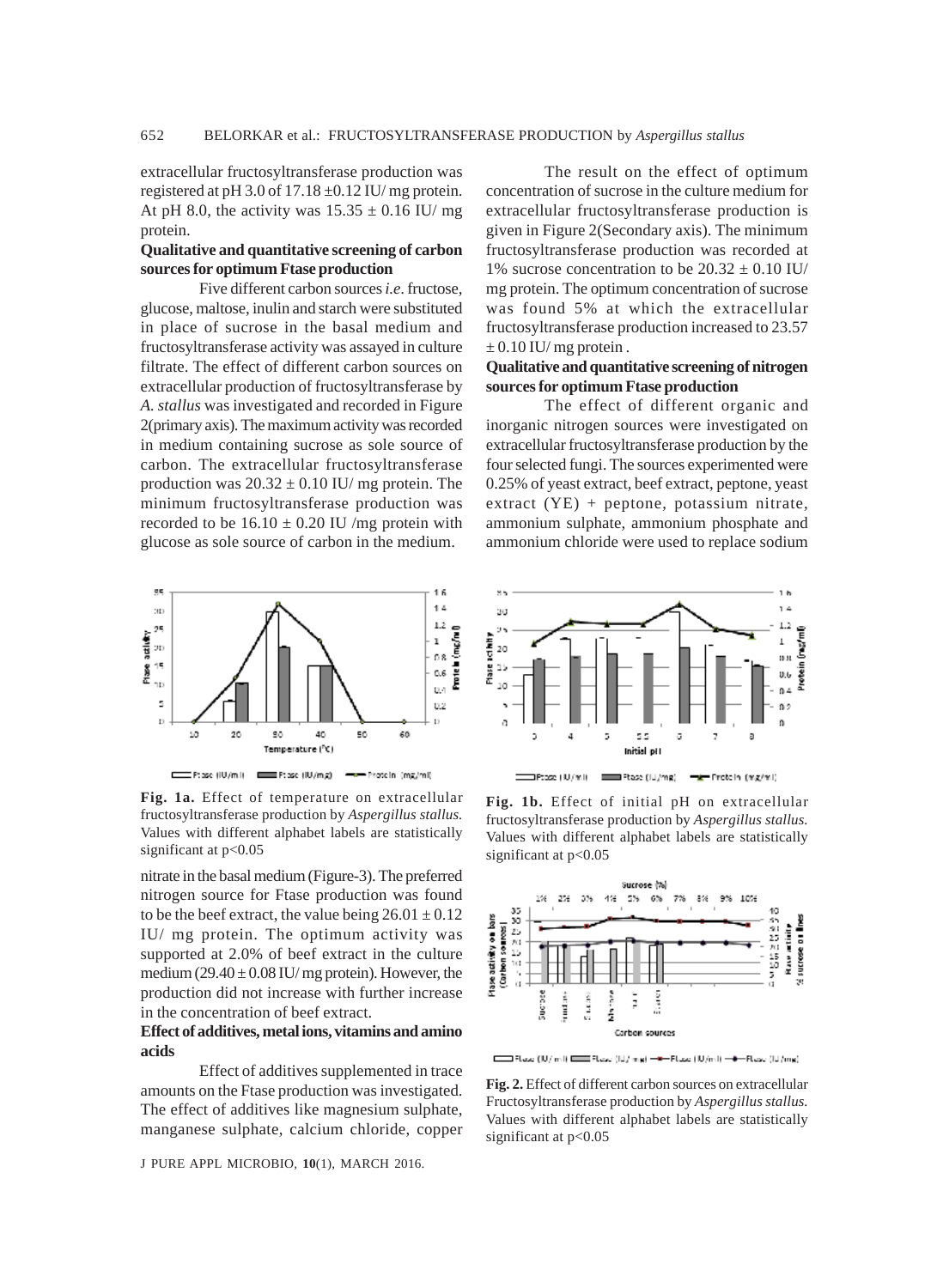extracellular fructosyltransferase production was registered at pH 3.0 of 17.18 ±0.12 IU/ mg protein. At pH 8.0, the activity was 15.35 ± 0.16 IU/ mg protein.

**Qualitative and quantitative screening of carbon sources for optimum Ftase production**

Five different carbon sources *i.e.* fructose, glucose, maltose, inulin and starch were substituted in place of sucrose in the basal medium and fructosyltransferase activity was assayed in culture filtrate. The effect of different carbon sources on extracellular production of fructosyltransferase by *A. stallus* was investigated and recorded in Figure 2(primary axis). The maximum activity was recorded in medium containing sucrose as sole source of carbon. The extracellular fructosyltransferase production was 20.32 ± 0.10 IU/ mg protein. The minimum fructosyltransferase production was recorded to be 16.10 ± 0.20 IU /mg protein with glucose as sole source of carbon in the medium.

The result on the effect of optimum concentration of sucrose in the culture medium for extracellular fructosyltransferase production is given in Figure 2(Secondary axis). The minimum fructosyltransferase production was recorded at 1% sucrose concentration to be 20.32 ± 0.10 IU/ mg protein. The optimum concentration of sucrose was found 5% at which the extracellular fructosyltransferase production increased to 23.57 ± 0.10 IU/ mg protein .

**Qualitative and quantitative screening of nitrogen sources for optimum Ftase production**

The effect of different organic and inorganic nitrogen sources were investigated on extracellular fructosyltransferase production by the four selected fungi. The sources experimented were 0.25% of yeast extract, beef extract, peptone, yeast extract (YE) + peptone, potassium nitrate, ammonium sulphate, ammonium phosphate and ammonium chloride were used to replace sodium nitrate in the basal medium (Figure-3). The preferred nitrogen source for Ftase production was found to be the beef extract, the value being 26.01 ± 0.12 IU/ mg protein. The optimum activity was supported at 2.0% of beef extract in the culture medium (29.40 ± 0.08 IU/ mg protein). However, the production did not increase with further increase in the concentration of beef extract.

**Fig. 1a.** Effect of temperature on extracellular fructosyltransferase production by *Aspergillus stallus.* Values with different alphabet labels are statistically significant at $p<0.05$

**Fig. 1b.** Effect of initial pH on extracellular fructosyltransferase production by *Aspergillus stallus.* Values with different alphabet labels are statistically significant at $p<0.05$

**Fig. 2.** Effect of different carbon sources on extracellular Fructosyltransferase production by *Aspergillus stallus.* Values with different alphabet labels are statistically significant at $p<0.05$

**Effect of additives, metal ions, vitamins and amino acids**

Effect of additives supplemented in trace amounts on the Ftase production was investigated. The effect of additives like magnesium sulphate, manganese sulphate, calcium chloride, copper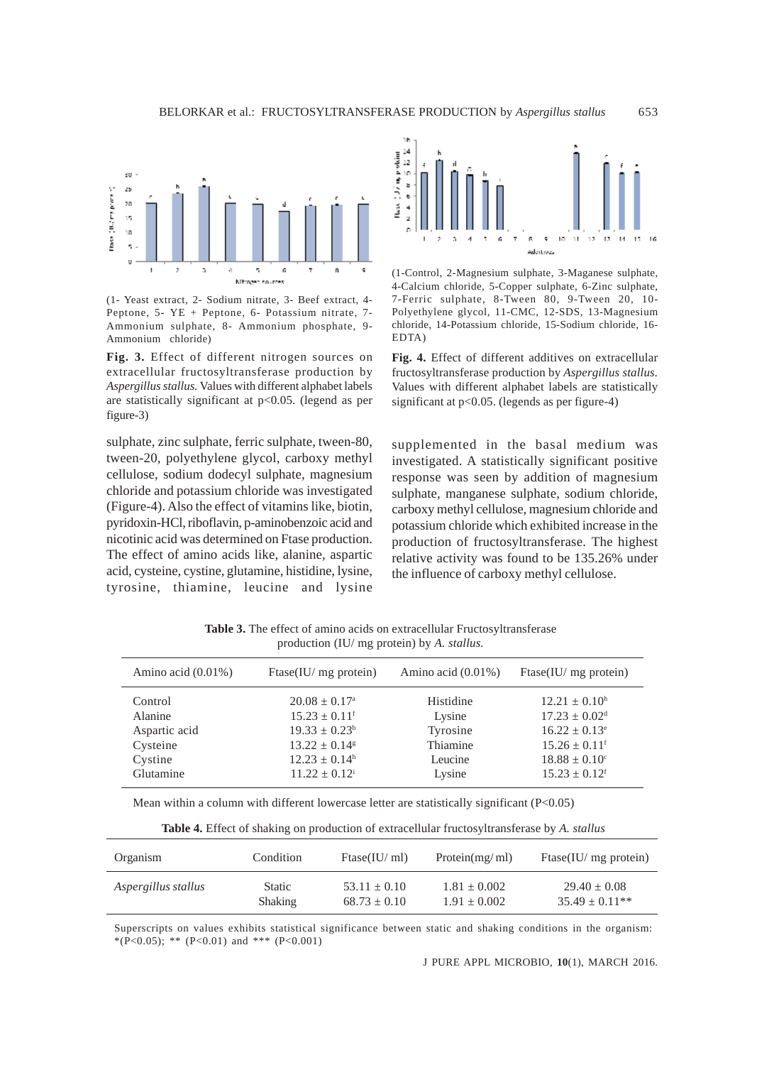(1- Yeast extract, 2- Sodium nitrate, 3- Beef extract, 4- Peptone, 5- YE + Peptone, 6- Potassium nitrate, 7- Ammonium sulphate, 8- Ammonium phosphate, 9- Ammonium chloride)

**Fig. 3.** Effect of different nitrogen sources on extracellular fructosyltransferase production by *Aspergillus stallus.* Values with different alphabet labels are statistically significant at $p<0.05$. (legend as per figure-3)

(1-Control, 2-Magnesium sulphate, 3-Maganese sulphate, 4-Calcium chloride, 5-Copper sulphate, 6-Zinc sulphate, 7-Ferric sulphate, 8-Tween 80, 9-Tween 20, 10-Polyethylene glycol, 11-CMC, 12-SDS, 13-Magnesium chloride, 14-Potassium chloride, 15-Sodium chloride, 16-EDTA)

**Fig. 4.** Effect of different additives on extracellular fructosyltransferase production by *Aspergillus stallus.* Values with different alphabet labels are statistically significant at $p<0.05$. (legends as per figure-4)

sulphate, zinc sulphate, ferric sulphate, tween-80, tween-20, polyethylene glycol, carboxy methyl cellulose, sodium dodecyl sulphate, magnesium chloride and potassium chloride was investigated (Figure-4). Also the effect of vitamins like, biotin, pyridoxin-HCl, riboflavin, p-aminobenzoic acid and nicotinic acid was determined on Ftase production. The effect of amino acids like, alanine, aspartic acid, cysteine, cystine, glutamine, histidine, lysine, tyrosine, thiamine, leucine and lysine supplemented in the basal medium was investigated. A statistically significant positive response was seen by addition of magnesium sulphate, manganese sulphate, sodium chloride, carboxy methyl cellulose, magnesium chloride and potassium chloride which exhibited increase in the production of fructosyltransferase. The highest relative activity was found to be 135.26% under the influence of carboxy methyl cellulose.

**Table 3.** The effect of amino acids on extracellular Fructosyltransferase production (IU/ mg protein) by *A. stallus.*

| Amino acid (0.01%) | Ftase(IU/ mg protein) | Amino acid (0.01%) | Ftase(IU/ mg protein) |
|---|---|---|---|
| Control | $20.08 \pm 0.17^{a}$ | Histidine | $12.21 \pm 0.10^{h}$ |
| Alanine | $15.23 \pm 0.11^{f}$ | Lysine | $17.23 \pm 0.02^{d}$ |
| Aspartic acid | $19.33 \pm 0.23^{b}$ | Tyrosine | $16.22 \pm 0.13^{e}$ |
| Cysteine | $13.22 \pm 0.14^{g}$ | Thiamine | $15.26 \pm 0.11^{f}$ |
| Cystine | $12.23 \pm 0.14^{h}$ | Leucine | $18.88 \pm 0.10^{c}$ |
| Glutamine | $11.22 \pm 0.12^{i}$ | Lysine | $15.23 \pm 0.12^{f}$ |

Mean within a column with different lowercase letter are statistically significant ($P<0.05$)

**Table 4.** Effect of shaking on production of extracellular fructosyltransferase by *A. stallus*

| Organism | Condition | Ftase(IU/ ml) | Protein(mg/ ml) | Ftase(IU/ mg protein) |
|---|---|---|---|---|
| *Aspergillus stallus* | Static | $53.11 \pm 0.10$ | $1.81 \pm 0.002$ | $29.40 \pm 0.08$ |
| | Shaking | $68.73 \pm 0.10$ | $1.91 \pm 0.002$ | $35.49 \pm 0.11^{**}$ |

Superscripts on values exhibits statistical significance between static and shaking conditions in the organism: *($P<0.05$); ** ($P<0.01$) and *** ($P<0.001$)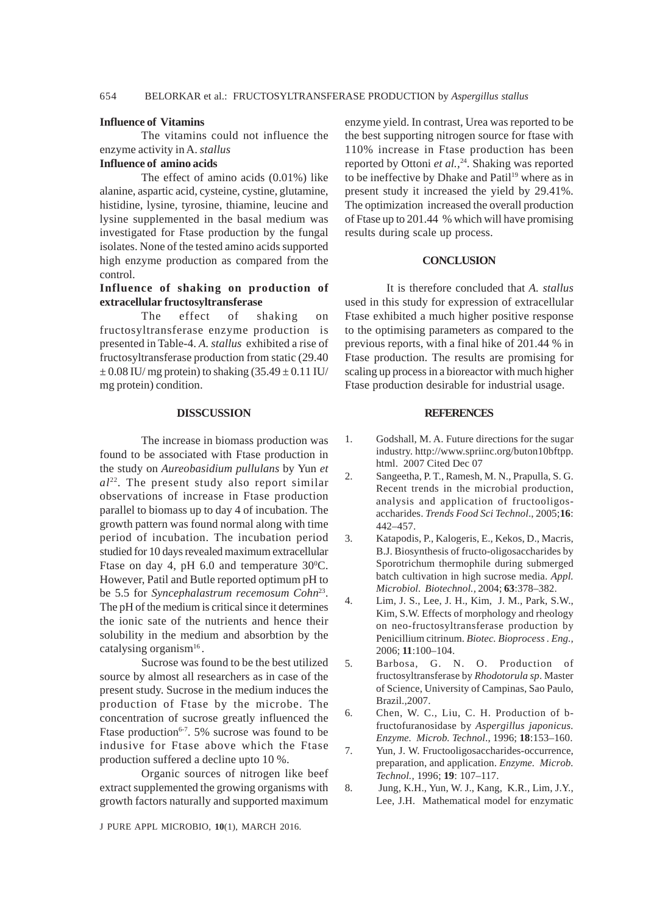**Influence of Vitamins**

The vitamins could not influence the enzyme activity in A. *stallus*

**Influence of amino acids**

The effect of amino acids (0.01%) like alanine, aspartic acid, cysteine, cystine, glutamine, histidine, lysine, tyrosine, thiamine, leucine and lysine supplemented in the basal medium was investigated for Ftase production by the fungal isolates. None of the tested amino acids supported high enzyme production as compared from the control.

**Influence of shaking on production of extracellular fructosyltransferase**

The effect of shaking on fructosyltransferase enzyme production is presented in Table-4. *A. stallus* exhibited a rise of fructosyltransferase production from static (29.40 $\pm$ 0.08 IU/ mg protein) to shaking (35.49 $\pm$ 0.11 IU/ mg protein) condition.

## DISSCUSSION

The increase in biomass production was found to be associated with Ftase production in the study on *Aureobasidium pullulans* by Yun *et al*[22]. The present study also report similar observations of increase in Ftase production parallel to biomass up to day 4 of incubation. The growth pattern was found normal along with time period of incubation. The incubation period studied for 10 days revealed maximum extracellular Ftase on day 4, pH 6.0 and temperature 30$^0$C. However, Patil and Butle reported optimum pH to be 5.5 for *Syncephalastrum recemosum Cohn*[23]. The pH of the medium is critical since it determines the ionic sate of the nutrients and hence their solubility in the medium and absorbtion by the catalysing organism[16].

Sucrose was found to be the best utilized source by almost all researchers as in case of the present study. Sucrose in the medium induces the production of Ftase by the microbe. The concentration of sucrose greatly influenced the Ftase production[6-7]. 5% sucrose was found to be indusive for Ftase above which the Ftase production suffered a decline upto 10 %.

Organic sources of nitrogen like beef extract supplemented the growing organisms with growth factors naturally and supported maximum enzyme yield. In contrast, Urea was reported to be the best supporting nitrogen source for ftase with 110% increase in Ftase production has been reported by Ottoni *et al.*,[24]. Shaking was reported to be ineffective by Dhake and Patil[19] where as in present study it increased the yield by 29.41%. The optimization increased the overall production of Ftase up to 201.44 % which will have promising results during scale up process.

## CONCLUSION

It is therefore concluded that *A. stallus* used in this study for expression of extracellular Ftase exhibited a much higher positive response to the optimising parameters as compared to the previous reports, with a final hike of 201.44 % in Ftase production. The results are promising for scaling up process in a bioreactor with much higher Ftase production desirable for industrial usage.

## REFERENCES

1. Godshall, M. A. Future directions for the sugar industry. http://www.spriinc.org/buton10bftpp.html. 2007 Cited Dec 07
2. Sangeetha, P. T., Ramesh, M. N., Prapulla, S. G. Recent trends in the microbial production, analysis and application of fructooligosaccharides. *Trends Food Sci Technol*., 2005;**16**: 442–457.
3. Katapodis, P., Kalogeris, E., Kekos, D., Macris, B.J. Biosynthesis of fructo-oligosaccharides by Sporotrichum thermophile during submerged batch cultivation in high sucrose media. *Appl. Microbiol. Biotechnol.*, 2004; **63**:378–382.
4. Lim, J. S., Lee, J. H., Kim, J. M., Park, S.W., Kim, S.W. Effects of morphology and rheology on neo-fructosyltransferase production by Penicillium citrinum. *Biotec. Bioprocess . Eng.*, 2006; **11**:100–104.
5. Barbosa, G. N. O. Production of fructosyltransferase by *Rhodotorula sp*. Master of Science, University of Campinas, Sao Paulo, Brazil.,2007.
6. Chen, W. C., Liu, C. H. Production of b-fructofuranosidase by *Aspergillus japonicus. Enzyme. Microb. Technol*., 1996; **18**:153–160.
7. Yun, J. W. Fructooligosaccharides-occurrence, preparation, and application. *Enzyme. Microb. Technol.*, 1996; **19**: 107–117.
8. Jung, K.H., Yun, W. J., Kang, K.R., Lim, J.Y., Lee, J.H. Mathematical model for enzymatic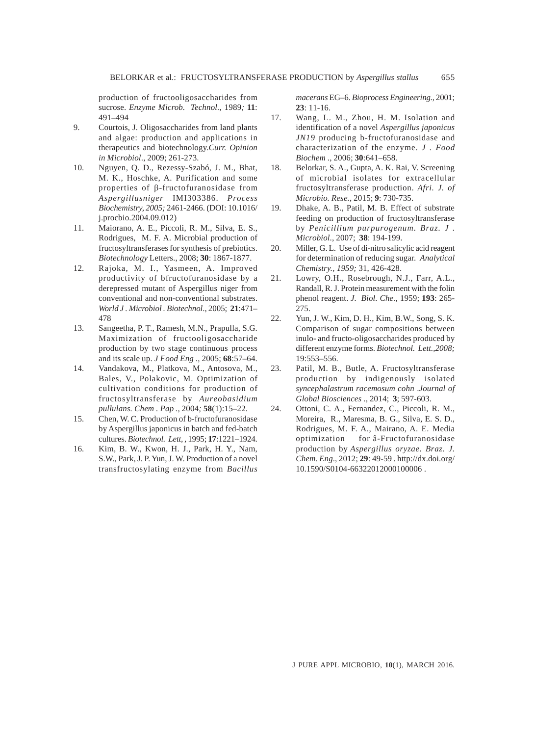production of fructooligosaccharides from sucrose. *Enzyme Microb. Technol.*, 1989*;* **11**: 491–494

9. Courtois, J. Oligosaccharides from land plants and algae: production and applications in therapeutics and biotechnology.*Curr. Opinion in Microbiol*., 2009; 261-273.
10. Nguyen, Q. D., Rezessy-Szabó, J. M., Bhat, M. K., Hoschke, A. Purification and some properties of β-fructofuranosidase from *Aspergillusniger* IMI303386. *Process Biochemistry, 2005;* 2461-2466. (DOI: 10.1016/j.procbio.2004.09.012)
11. Maiorano, A. E., Piccoli, R. M., Silva, E. S., Rodrigues, M. F. A. Microbial production of fructosyltransferases for synthesis of prebiotics. *Biotechnology* Letters., 2008; **30**: 1867-1877.
12. Rajoka, M. I., Yasmeen, A. Improved productivity of bfructofuranosidase by a derepressed mutant of Aspergillus niger from conventional and non-conventional substrates. *World J . Microbiol . Biotechnol*., 2005; **21**:471–478
13. Sangeetha, P. T., Ramesh, M.N., Prapulla, S.G. Maximization of fructooligosaccharide production by two stage continuous process and its scale up. *J Food Eng* ., 2005; **68**:57–64.
14. Vandakova, M., Platkova, M., Antosova, M., Bales, V., Polakovic, M. Optimization of cultivation conditions for production of fructosyltransferase by *Aureobasidium pullulans. Chem . Pap .,* 2004*;* **58**(1):15–22.
15. Chen, W. C. Production of b-fructofuranosidase by Aspergillus japonicus in batch and fed-batch cultures. *Biotechnol. Lett*, , 1995; **17**:1221–1924.
16. Kim, B. W., Kwon, H. J., Park, H. Y., Nam, S.W., Park, J. P. Yun, J. W. Production of a novel transfructosylating enzyme from *Bacillus macerans* EG–6. *Bioprocess Engineering.*, 2001; **23**: 11-16.
17. Wang, L. M., Zhou, H. M. Isolation and identification of a novel *Aspergillus japonicus JN19* producing b-fructofuranosidase and characterization of the enzyme. *J . Food Biochem* ., 2006; **30**:641–658.
18. Belorkar, S. A., Gupta, A. K. Rai, V. Screening of microbial isolates for extracellular fructosyltransferase production. *Afri. J. of Microbio. Rese.*, 2015; **9**: 730-735.
19. Dhake, A. B., Patil, M. B. Effect of substrate feeding on production of fructosyltransferase by *Penicillium purpurogenum*. *Braz. J . Microbiol*., 2007; **38**: 194-199.
20. Miller, G. L. Use of di-nitro salicylic acid reagent for determination of reducing sugar. *Analytical Chemistry., 1959;* 31, 426-428.
21. Lowry, O.H., Rosebrough, N.J., Farr, A.L., Randall, R. J. Protein measurement with the folin phenol reagent. *J. Biol. Che.*, 1959; **193**: 265-275.
22. Yun, J. W., Kim, D. H., Kim, B.W., Song, S. K. Comparison of sugar compositions between inulo- and fructo-oligosaccharides produced by different enzyme forms. *Biotechnol. Lett.,2008;* 19:553–556.
23. Patil, M. B., Butle, A. Fructosyltransferase production by indigenously isolated *syncephalastrum racemosum cohn .Journal of Global Biosciences* ., 2014; **3**; 597-603.
24. Ottoni, C. A., Fernandez, C., Piccoli, R. M., Moreira, R., Maresma, B. G., Silva, E. S. D., Rodrigues, M. F. A., Mairano, A. E. Media optimization for â-Fructofuranosidase production by *Aspergillus oryzae*. *Braz. J. Chem. Eng*., 2012; **29**: 49-59 . http://dx.doi.org/10.1590/S0104-66322012000100006 .